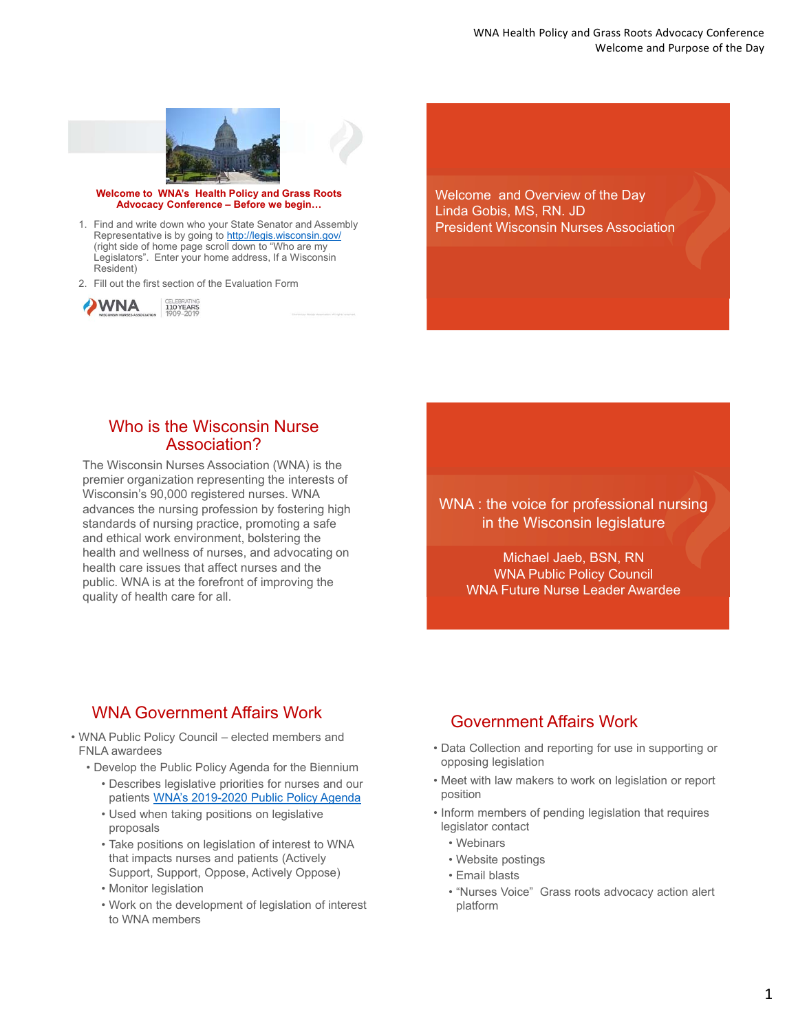**Welcome to WNA's Health Policy and Grass Roots Advocacy Conference – Before we begin…**

1. Find and write down who your State Senator and Assembly Representative is by going to http://legis.wisconsin.gov/ (right side of home page scroll down to "Who are my Legislators". Enter your home address, If a Wisconsin Resident)
2. Fill out the first section of the Evaluation Form

WNA WISCONSIN NURSES ASSOCIATION | CELEBRATING 110 YEARS 1909-2019

Welcome and Overview of the Day
Linda Gobis, MS, RN. JD
President Wisconsin Nurses Association

## Who is the Wisconsin Nurse Association?

The Wisconsin Nurses Association (WNA) is the premier organization representing the interests of Wisconsin's 90,000 registered nurses. WNA advances the nursing profession by fostering high standards of nursing practice, promoting a safe and ethical work environment, bolstering the health and wellness of nurses, and advocating on health care issues that affect nurses and the public. WNA is at the forefront of improving the quality of health care for all.

WNA : the voice for professional nursing in the Wisconsin legislature

Michael Jaeb, BSN, RN
WNA Public Policy Council
WNA Future Nurse Leader Awardee

## WNA Government Affairs Work

- WNA Public Policy Council – elected members and FNLA awardees
  - Develop the Public Policy Agenda for the Biennium
    - Describes legislative priorities for nurses and our patients WNA's 2019-2020 Public Policy Agenda
    - Used when taking positions on legislative proposals
    - Take positions on legislation of interest to WNA that impacts nurses and patients (Actively Support, Support, Oppose, Actively Oppose)
    - Monitor legislation
    - Work on the development of legislation of interest to WNA members

## Government Affairs Work

- Data Collection and reporting for use in supporting or opposing legislation
- Meet with law makers to work on legislation or report position
- Inform members of pending legislation that requires legislator contact
  - Webinars
  - Website postings
  - Email blasts
  - "Nurses Voice" Grass roots advocacy action alert platform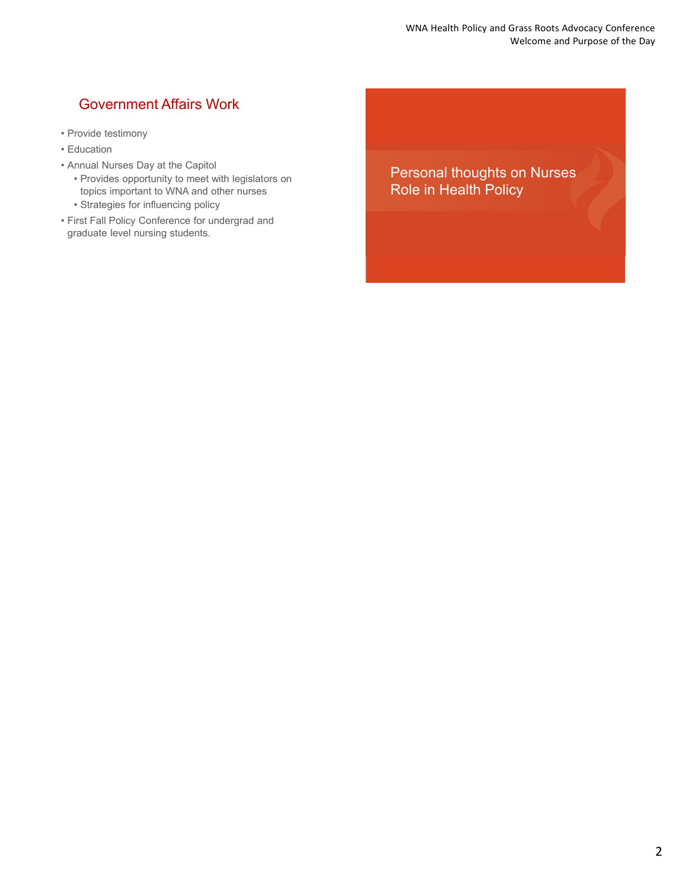## Government Affairs Work

- Provide testimony
- Education
- Annual Nurses Day at the Capitol
  - Provides opportunity to meet with legislators on topics important to WNA and other nurses
  - Strategies for influencing policy
- First Fall Policy Conference for undergrad and graduate level nursing students.

## Personal thoughts on Nurses Role in Health Policy